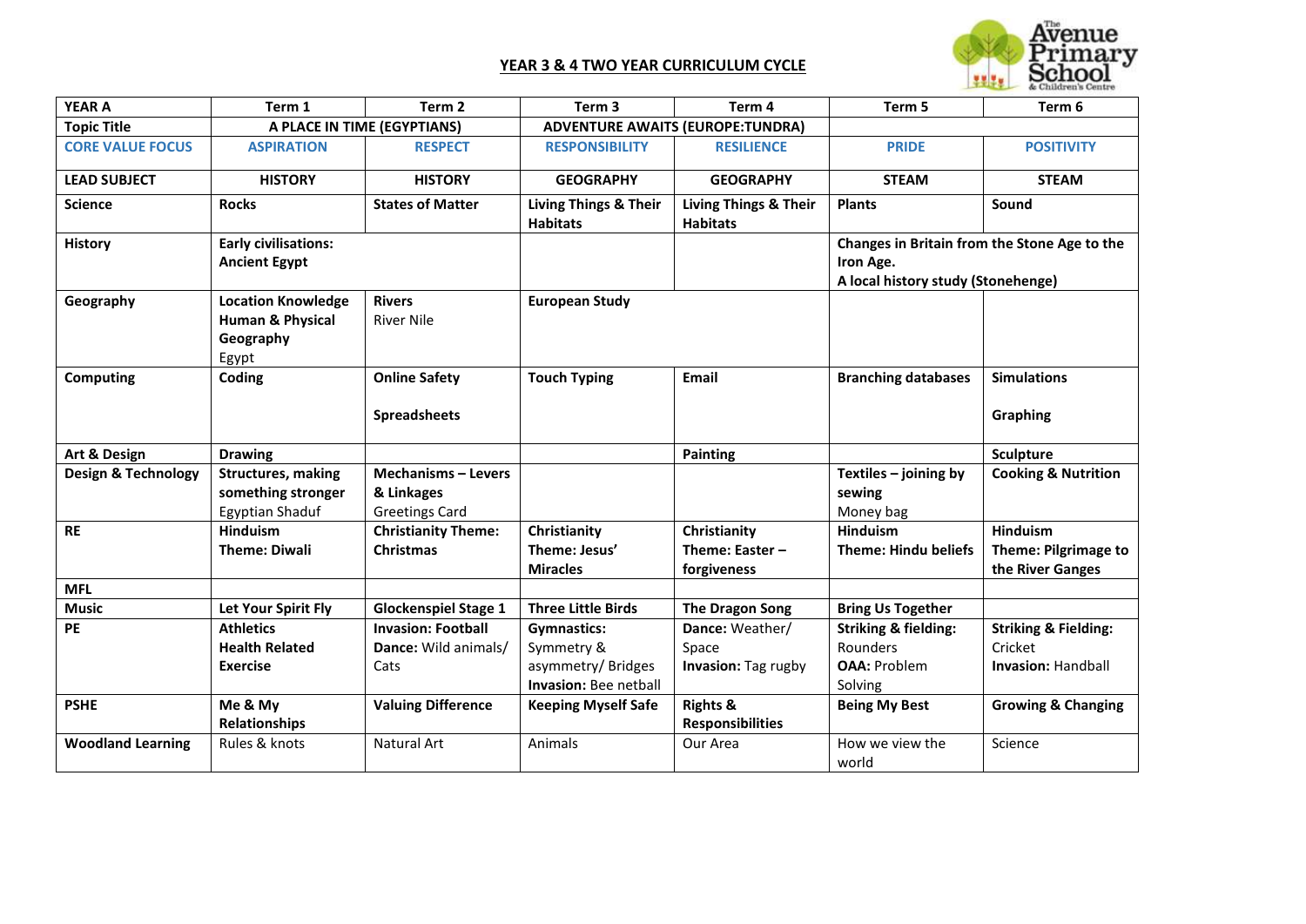## YEAR 3 & 4 TWO YEAR CURRICULUM CYCLE

| YEAR A | Term 1 | Term 2 | Term 3 | Term 4 | Term 5 | Term 6 |
|---|---|---|---|---|---|---|
| Topic Title | A PLACE IN TIME (EGYPTIANS) | | ADVENTURE AWAITS (EUROPE:TUNDRA) | | | |
| CORE VALUE FOCUS | ASPIRATION | RESPECT | RESPONSIBILITY | RESILIENCE | PRIDE | POSITIVITY |
| LEAD SUBJECT | HISTORY | HISTORY | GEOGRAPHY | GEOGRAPHY | STEAM | STEAM |
| Science | Rocks | States of Matter | Living Things & Their Habitats | Living Things & Their Habitats | Plants | Sound |
| History | Early civilisations: Ancient Egypt | | | | Changes in Britain from the Stone Age to the Iron Age. A local history study (Stonehenge) | |
| Geography | **Location Knowledge Human & Physical Geography** Egypt | **Rivers** River Nile | European Study | | | |
| Computing | Coding | Online Safety<br>Spreadsheets | Touch Typing | Email | Branching databases | Simulations<br>Graphing |
| Art & Design | Drawing | | | Painting | | Sculpture |
| Design & Technology | **Structures, making something stronger** Egyptian Shaduf | **Mechanisms – Levers & Linkages** Greetings Card | | | **Textiles – joining by sewing** Money bag | Cooking & Nutrition |
| RE | Hinduism Theme: Diwali | Christianity Theme: Christmas | Christianity Theme: Jesus' Miracles | Christianity Theme: Easter – forgiveness | Hinduism Theme: Hindu beliefs | Hinduism Theme: Pilgrimage to the River Ganges |
| MFL | | | | | | |
| Music | Let Your Spirit Fly | Glockenspiel Stage 1 | Three Little Birds | The Dragon Song | Bring Us Together | |
| PE | **Athletics Health Related Exercise** | **Invasion: Football Dance:** Wild animals/ Cats | **Gymnastics:** Symmetry & asymmetry/ Bridges **Invasion:** Bee netball | **Dance:** Weather/ Space **Invasion:** Tag rugby | **Striking & fielding:** Rounders **OAA:** Problem Solving | **Striking & Fielding:** Cricket **Invasion:** Handball |
| PSHE | Me & My Relationships | Valuing Difference | Keeping Myself Safe | Rights & Responsibilities | Being My Best | Growing & Changing |
| Woodland Learning | Rules & knots | Natural Art | Animals | Our Area | How we view the world | Science |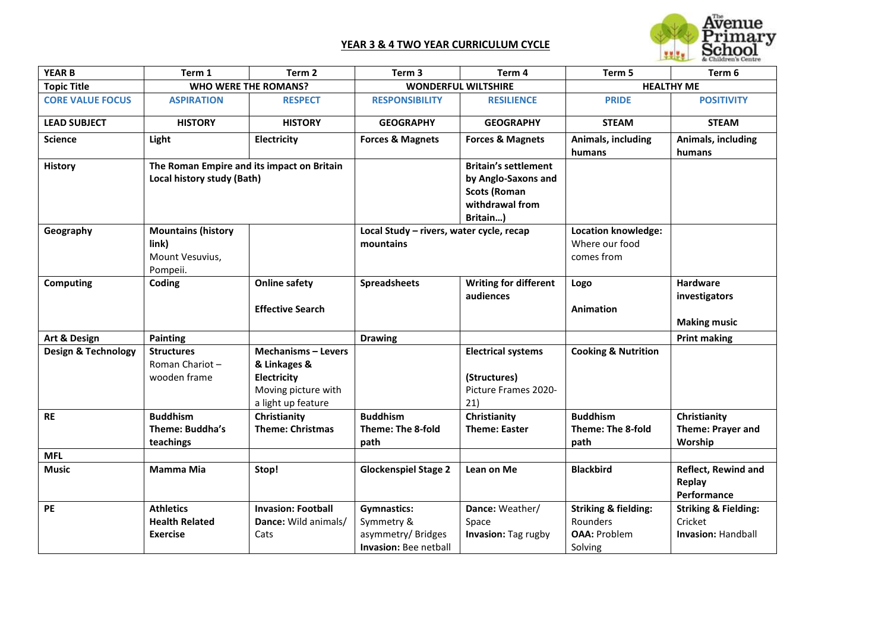## YEAR 3 & 4 TWO YEAR CURRICULUM CYCLE

| YEAR B | Term 1 | Term 2 | Term 3 | Term 4 | Term 5 | Term 6 |
|---|---|---|---|---|---|---|
| Topic Title | WHO WERE THE ROMANS? | | WONDERFUL WILTSHIRE | | HEALTHY ME | |
| CORE VALUE FOCUS | ASPIRATION | RESPECT | RESPONSIBILITY | RESILIENCE | PRIDE | POSITIVITY |
| LEAD SUBJECT | HISTORY | HISTORY | GEOGRAPHY | GEOGRAPHY | STEAM | STEAM |
| Science | Light | Electricity | Forces & Magnets | Forces & Magnets | Animals, including humans | Animals, including humans |
| History | **The Roman Empire and its impact on Britain** **Local history study (Bath)** | | | **Britain's settlement by Anglo-Saxons and Scots (Roman withdrawal from Britain…)** | | |
| Geography | **Mountains (history link)** Mount Vesuvius, Pompeii. | | **Local Study – rivers, water cycle, recap mountains** | | **Location knowledge:** Where our food comes from | |
| Computing | **Coding** | **Online safety** **Effective Search** | **Spreadsheets** | **Writing for different audiences** | **Logo** **Animation** | **Hardware investigators** **Making music** |
| Art & Design | **Painting** | | **Drawing** | | | **Print making** |
| Design & Technology | **Structures** Roman Chariot – wooden frame | **Mechanisms – Levers & Linkages & Electricity** Moving picture with a light up feature | | **Electrical systems** **(Structures)** Picture Frames 2020-21) | **Cooking & Nutrition** | |
| RE | **Buddhism Theme: Buddha's teachings** | **Christianity Theme: Christmas** | **Buddhism Theme: The 8-fold path** | **Christianity Theme: Easter** | **Buddhism Theme: The 8-fold path** | **Christianity Theme: Prayer and Worship** |
| MFL | | | | | | |
| Music | **Mamma Mia** | **Stop!** | **Glockenspiel Stage 2** | **Lean on Me** | **Blackbird** | **Reflect, Rewind and Replay Performance** |
| PE | **Athletics** **Health Related Exercise** | **Invasion: Football** **Dance:** Wild animals/ Cats | **Gymnastics:** Symmetry & asymmetry/ Bridges **Invasion:** Bee netball | **Dance:** Weather/ Space **Invasion:** Tag rugby | **Striking & fielding:** Rounders **OAA:** Problem Solving | **Striking & Fielding:** Cricket **Invasion:** Handball |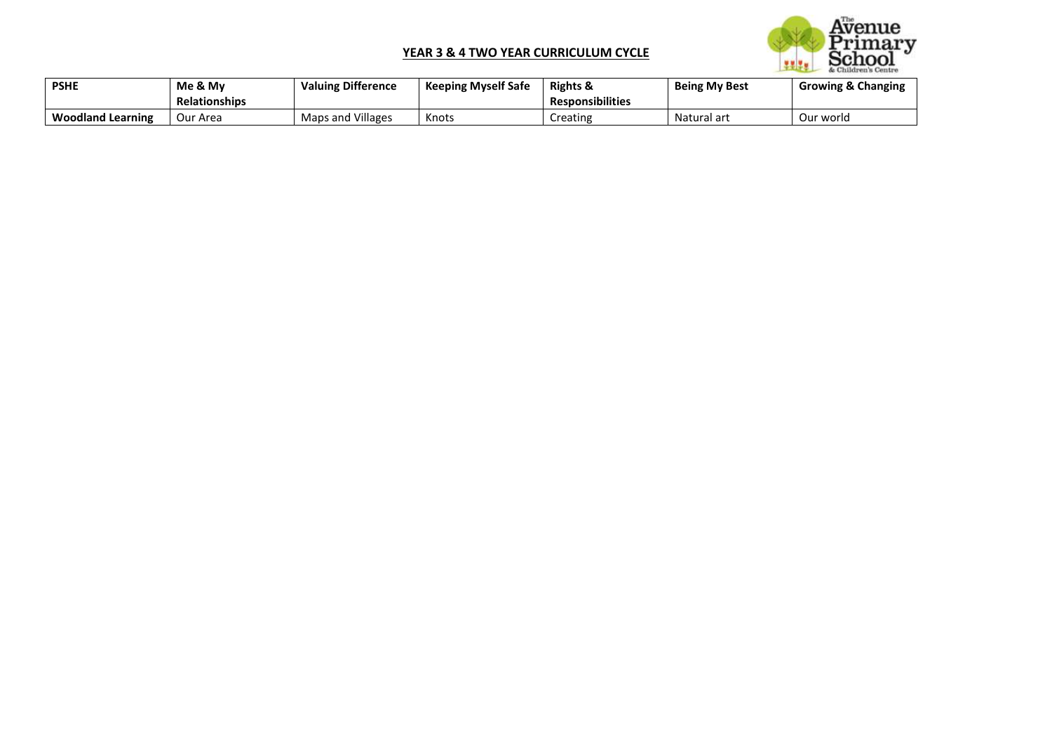**YEAR 3 & 4 TWO YEAR CURRICULUM CYCLE**

| PSHE | Me & My Relationships | Valuing Difference | Keeping Myself Safe | Rights & Responsibilities | Being My Best | Growing & Changing |
|---|---|---|---|---|---|---|
| **Woodland Learning** | Our Area | Maps and Villages | Knots | Creating | Natural art | Our world |